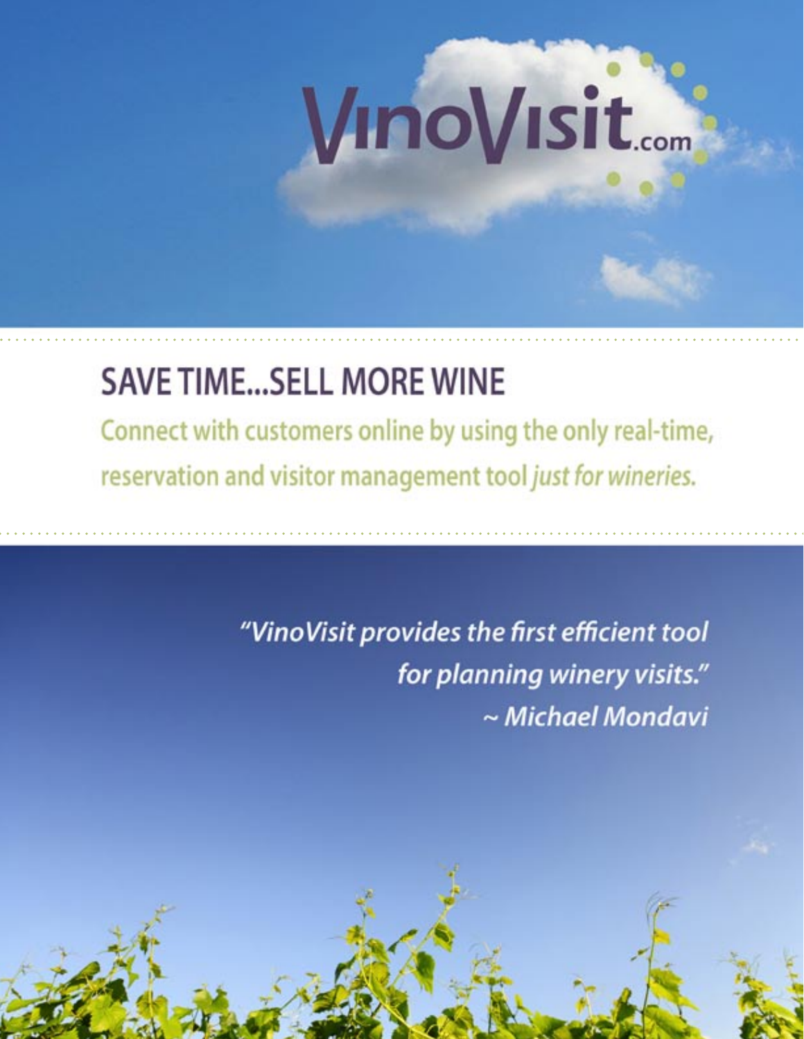# VinoVisit.com

## SAVE TIME...SELL MORE WINE

Connect with customers online by using the only real-time, reservation and visitor management tool *just for wineries.*

*"VinoVisit provides the first efficient tool for planning winery visits."*
*~ Michael Mondavi*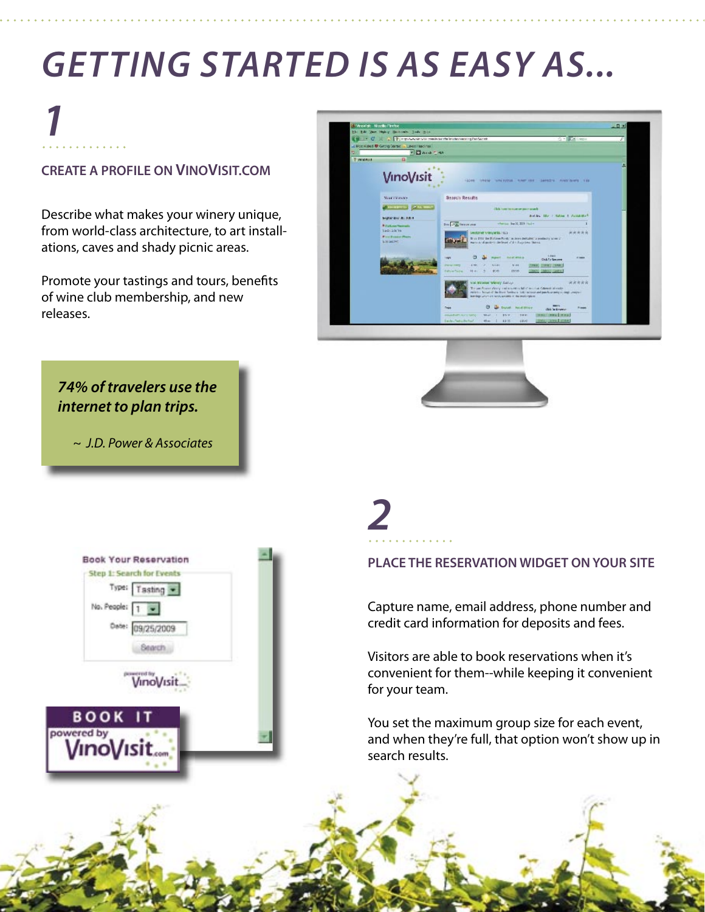# GETTING STARTED IS AS EASY AS...

## 1

### CREATE A PROFILE ON VINOVISIT.COM

Describe what makes your winery unique, from world-class architecture, to art installations, caves and shady picnic areas.

Promote your tastings and tours, benefits of wine club membership, and new releases.

> ***74% of travelers use the internet to plan trips.***
>
> *~ J.D. Power & Associates*

## 2

### PLACE THE RESERVATION WIDGET ON YOUR SITE

Capture name, email address, phone number and credit card information for deposits and fees.

Visitors are able to book reservations when it's convenient for them--while keeping it convenient for your team.

You set the maximum group size for each event, and when they're full, that option won't show up in search results.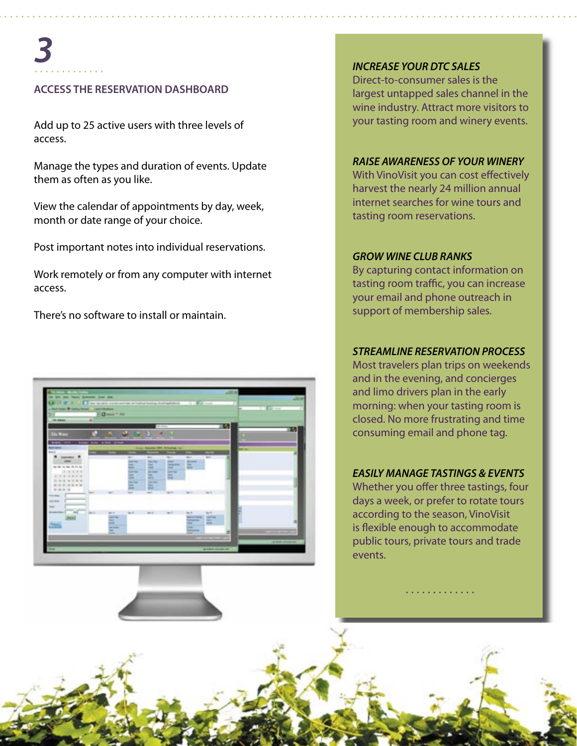# 3

## ACCESS THE RESERVATION DASHBOARD

Add up to 25 active users with three levels of access.

Manage the types and duration of events. Update them as often as you like.

View the calendar of appointments by day, week, month or date range of your choice.

Post important notes into individual reservations.

Work remotely or from any computer with internet access.

There's no software to install or maintain.

### *INCREASE YOUR DTC SALES*

Direct-to-consumer sales is the largest untapped sales channel in the wine industry. Attract more visitors to your tasting room and winery events.

### *RAISE AWARENESS OF YOUR WINERY*

With VinoVisit you can cost effectively harvest the nearly 24 million annual internet searches for wine tours and tasting room reservations.

### *GROW WINE CLUB RANKS*

By capturing contact information on tasting room traffic, you can increase your email and phone outreach in support of membership sales.

### *STREAMLINE RESERVATION PROCESS*

Most travelers plan trips on weekends and in the evening, and concierges and limo drivers plan in the early morning: when your tasting room is closed. No more frustrating and time consuming email and phone tag.

### *EASILY MANAGE TASTINGS & EVENTS*

Whether you offer three tastings, four days a week, or prefer to rotate tours according to the season, VinoVisit is flexible enough to accommodate public tours, private tours and trade events.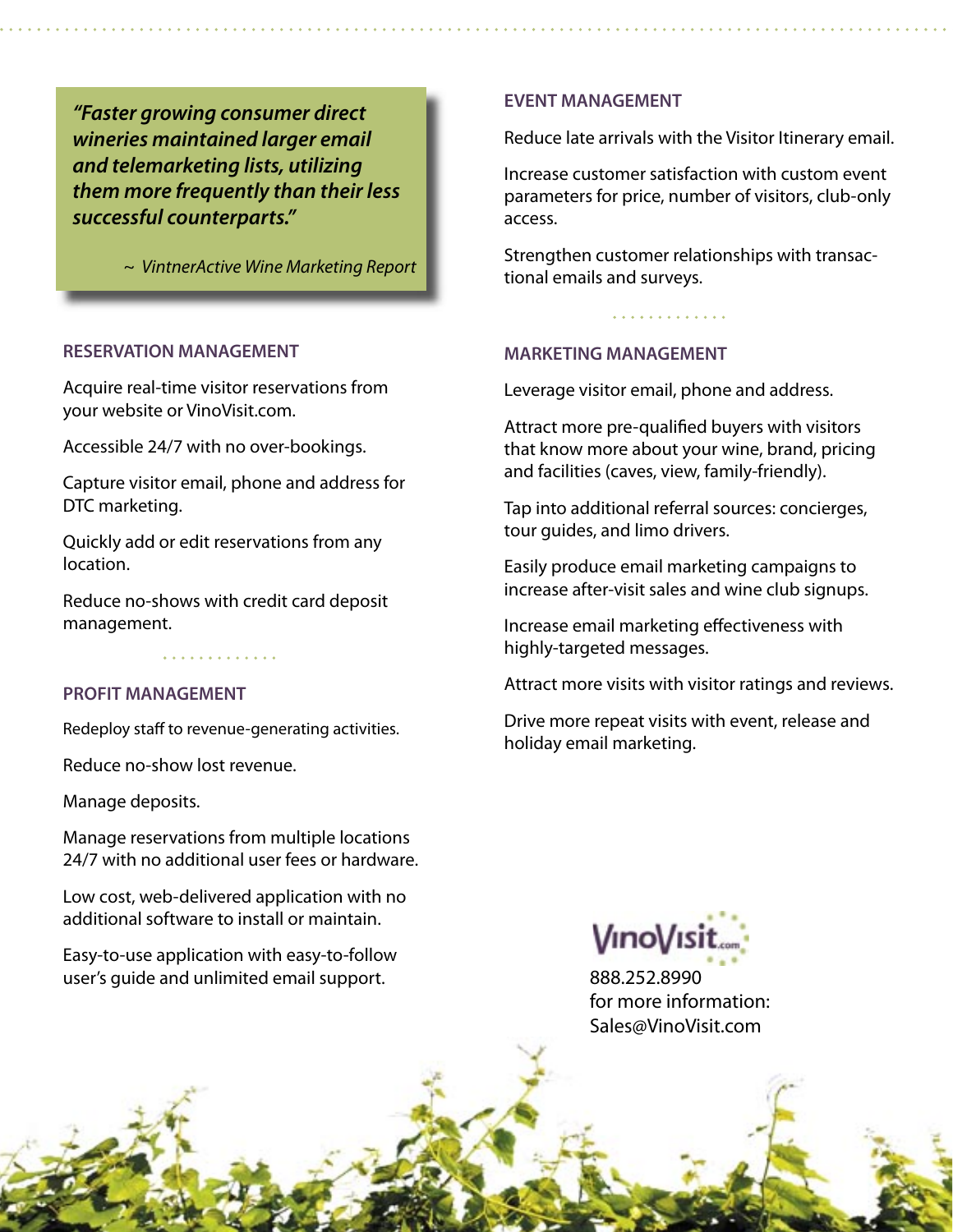> *"Faster growing consumer direct wineries maintained larger email and telemarketing lists, utilizing them more frequently than their less successful counterparts."*
>
> *~ VintnerActive Wine Marketing Report*

## RESERVATION MANAGEMENT

Acquire real-time visitor reservations from your website or VinoVisit.com.

Accessible 24/7 with no over-bookings.

Capture visitor email, phone and address for DTC marketing.

Quickly add or edit reservations from any location.

Reduce no-shows with credit card deposit management.

## PROFIT MANAGEMENT

Redeploy staff to revenue-generating activities.

Reduce no-show lost revenue.

Manage deposits.

Manage reservations from multiple locations 24/7 with no additional user fees or hardware.

Low cost, web-delivered application with no additional software to install or maintain.

Easy-to-use application with easy-to-follow user's guide and unlimited email support.

## EVENT MANAGEMENT

Reduce late arrivals with the Visitor Itinerary email.

Increase customer satisfaction with custom event parameters for price, number of visitors, club-only access.

Strengthen customer relationships with transactional emails and surveys.

## MARKETING MANAGEMENT

Leverage visitor email, phone and address.

Attract more pre-qualified buyers with visitors that know more about your wine, brand, pricing and facilities (caves, view, family-friendly).

Tap into additional referral sources: concierges, tour guides, and limo drivers.

Easily produce email marketing campaigns to increase after-visit sales and wine club signups.

Increase email marketing effectiveness with highly-targeted messages.

Attract more visits with visitor ratings and reviews.

Drive more repeat visits with event, release and holiday email marketing.

VinoVisit.com

888.252.8990
for more information:
Sales@VinoVisit.com